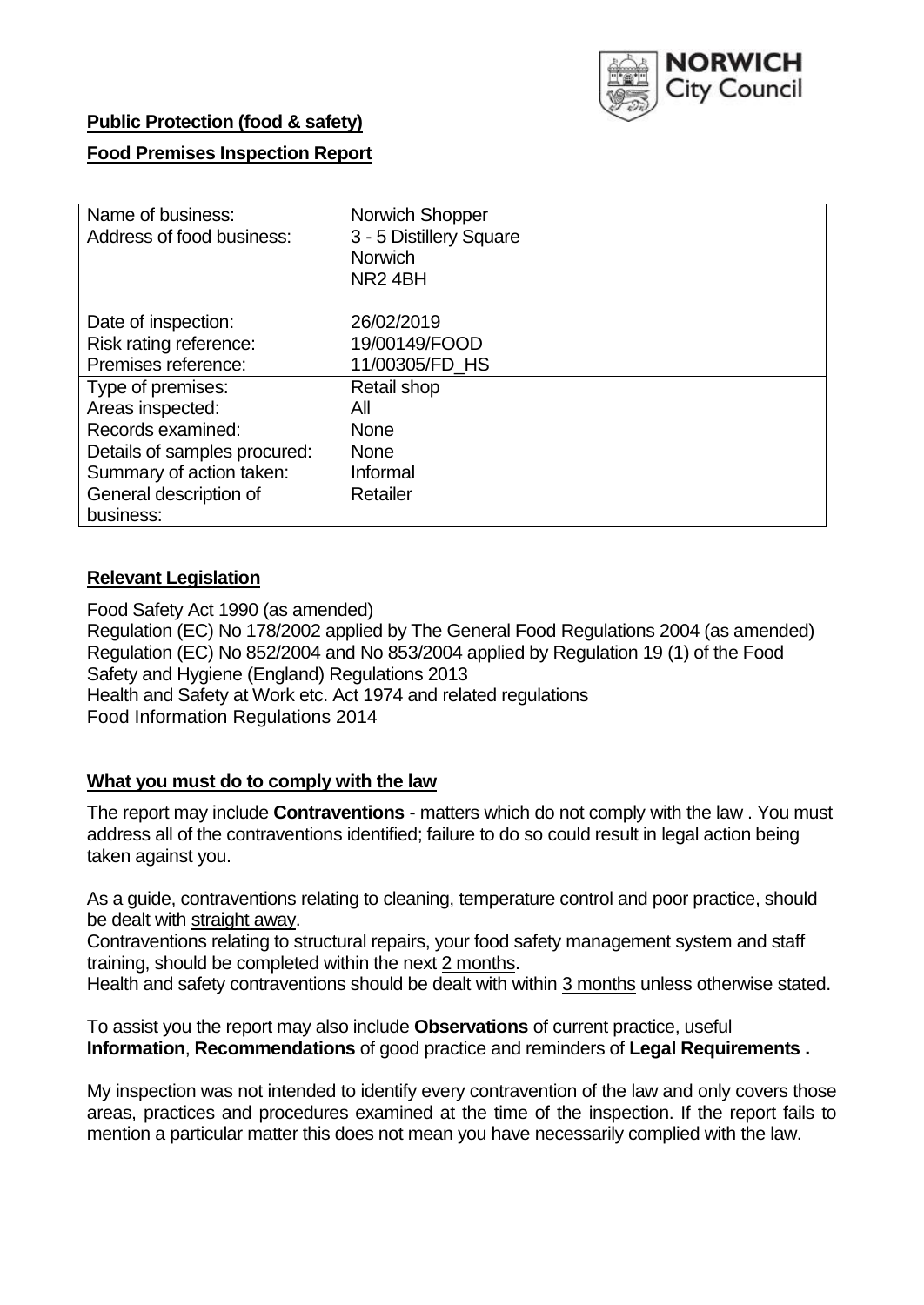NORWICH City Council

**Public Protection (food & safety)**

**Food Premises Inspection Report**

| | |
|---|---|
| Name of business: | Norwich Shopper |
| Address of food business: | 3 - 5 Distillery Square<br>Norwich<br>NR2 4BH |
| Date of inspection: | 26/02/2019 |
| Risk rating reference: | 19/00149/FOOD |
| Premises reference: | 11/00305/FD_HS |
| Type of premises: | Retail shop |
| Areas inspected: | All |
| Records examined: | None |
| Details of samples procured: | None |
| Summary of action taken: | Informal |
| General description of business: | Retailer |

## Relevant Legislation

Food Safety Act 1990 (as amended)
Regulation (EC) No 178/2002 applied by The General Food Regulations 2004 (as amended)
Regulation (EC) No 852/2004 and No 853/2004 applied by Regulation 19 (1) of the Food Safety and Hygiene (England) Regulations 2013
Health and Safety at Work etc. Act 1974 and related regulations
Food Information Regulations 2014

## What you must do to comply with the law

The report may include **Contraventions** - matters which do not comply with the law . You must address all of the contraventions identified; failure to do so could result in legal action being taken against you.

As a guide, contraventions relating to cleaning, temperature control and poor practice, should be dealt with straight away.
Contraventions relating to structural repairs, your food safety management system and staff training, should be completed within the next 2 months.
Health and safety contraventions should be dealt with within 3 months unless otherwise stated.

To assist you the report may also include **Observations** of current practice, useful **Information**, **Recommendations** of good practice and reminders of **Legal Requirements .**

My inspection was not intended to identify every contravention of the law and only covers those areas, practices and procedures examined at the time of the inspection. If the report fails to mention a particular matter this does not mean you have necessarily complied with the law.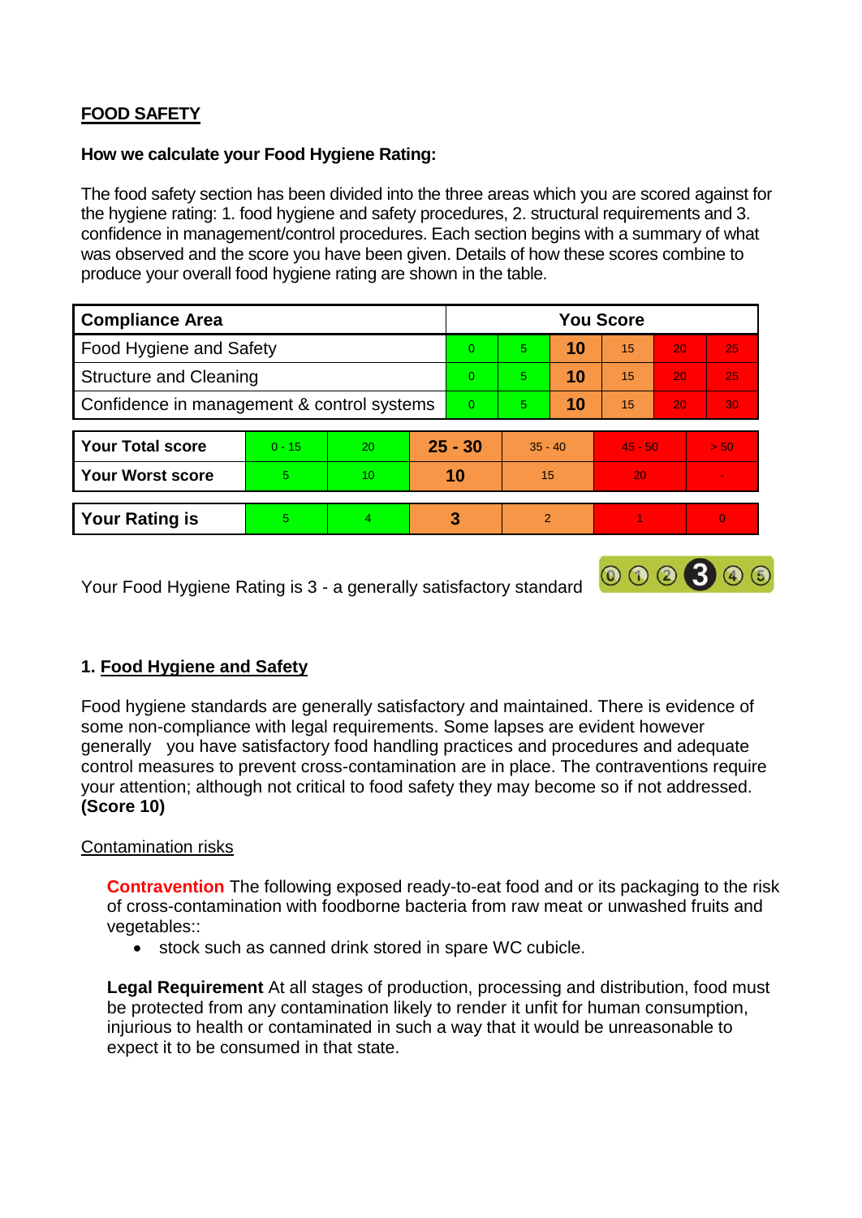**FOOD SAFETY**

**How we calculate your Food Hygiene Rating:**

The food safety section has been divided into the three areas which you are scored against for the hygiene rating: 1. food hygiene and safety procedures, 2. structural requirements and 3. confidence in management/control procedures. Each section begins with a summary of what was observed and the score you have been given. Details of how these scores combine to produce your overall food hygiene rating are shown in the table.

| Compliance Area | You Score | | | | | |
|---|---|---|---|---|---|---|
| Food Hygiene and Safety | 0 | 5 | **10** | 15 | 20 | 25 |
| Structure and Cleaning | 0 | 5 | **10** | 15 | 20 | 25 |
| Confidence in management & control systems | 0 | 5 | **10** | 15 | 20 | 30 |

| | | | | | | |
|---|---|---|---|---|---|---|
| **Your Total score** | 0 - 15 | 20 | **25 - 30** | 35 - 40 | 45 - 50 | > 50 |
| **Your Worst score** | 5 | 10 | **10** | 15 | 20 | - |
| **Your Rating is** | 5 | 4 | **3** | 2 | 1 | 0 |

Your Food Hygiene Rating is 3 - a generally satisfactory standard

## 1. Food Hygiene and Safety

Food hygiene standards are generally satisfactory and maintained. There is evidence of some non-compliance with legal requirements. Some lapses are evident however generally you have satisfactory food handling practices and procedures and adequate control measures to prevent cross-contamination are in place. The contraventions require your attention; although not critical to food safety they may become so if not addressed. **(Score 10)**

### Contamination risks

**Contravention** The following exposed ready-to-eat food and or its packaging to the risk of cross-contamination with foodborne bacteria from raw meat or unwashed fruits and vegetables::

- stock such as canned drink stored in spare WC cubicle.

**Legal Requirement** At all stages of production, processing and distribution, food must be protected from any contamination likely to render it unfit for human consumption, injurious to health or contaminated in such a way that it would be unreasonable to expect it to be consumed in that state.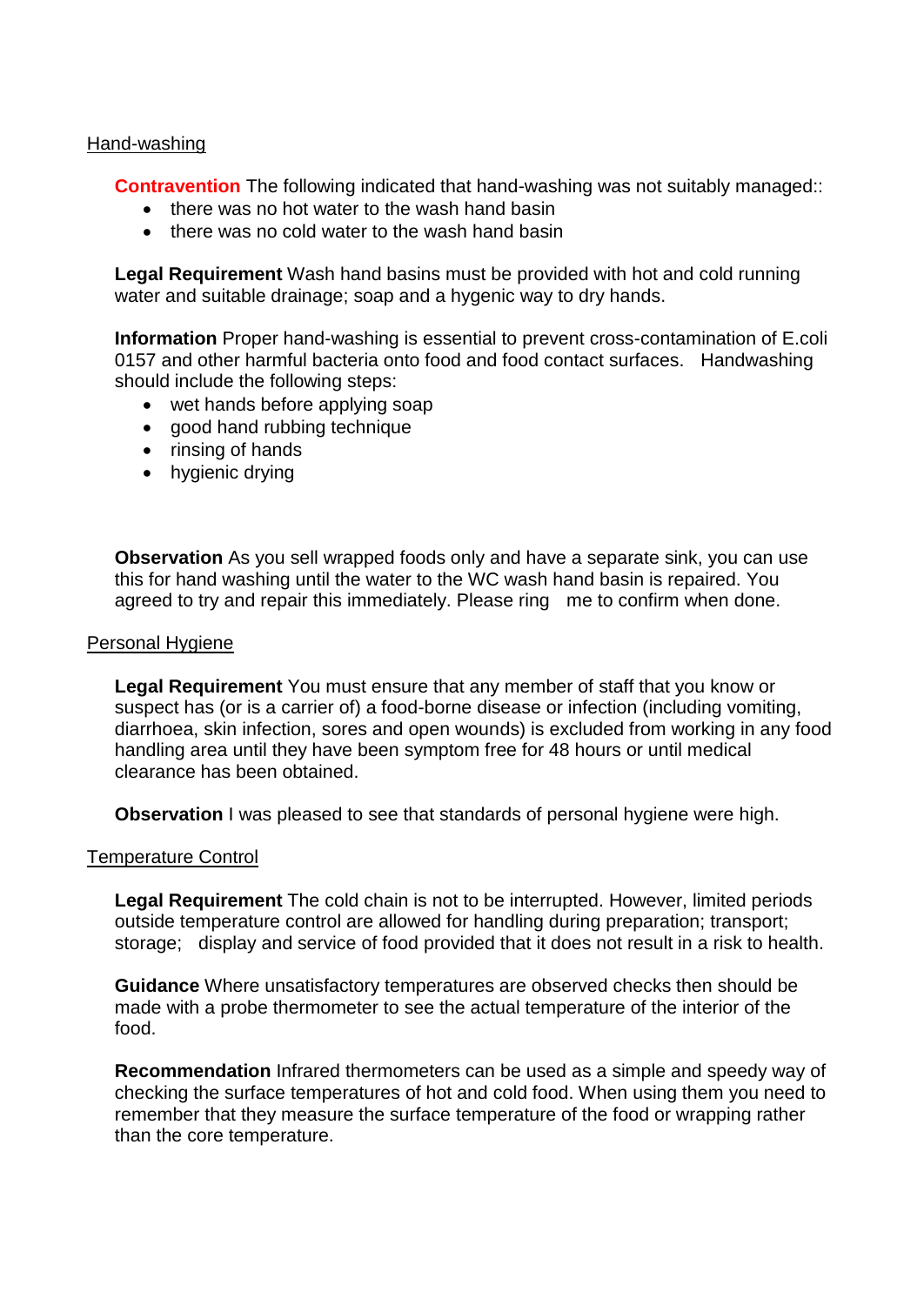## Hand-washing

**Contravention** The following indicated that hand-washing was not suitably managed::

- there was no hot water to the wash hand basin
- there was no cold water to the wash hand basin

**Legal Requirement** Wash hand basins must be provided with hot and cold running water and suitable drainage; soap and a hygenic way to dry hands.

**Information** Proper hand-washing is essential to prevent cross-contamination of E.coli 0157 and other harmful bacteria onto food and food contact surfaces. Handwashing should include the following steps:

- wet hands before applying soap
- good hand rubbing technique
- rinsing of hands
- hygienic drying

**Observation** As you sell wrapped foods only and have a separate sink, you can use this for hand washing until the water to the WC wash hand basin is repaired. You agreed to try and repair this immediately. Please ring me to confirm when done.

## Personal Hygiene

**Legal Requirement** You must ensure that any member of staff that you know or suspect has (or is a carrier of) a food-borne disease or infection (including vomiting, diarrhoea, skin infection, sores and open wounds) is excluded from working in any food handling area until they have been symptom free for 48 hours or until medical clearance has been obtained.

**Observation** I was pleased to see that standards of personal hygiene were high.

## Temperature Control

**Legal Requirement** The cold chain is not to be interrupted. However, limited periods outside temperature control are allowed for handling during preparation; transport; storage; display and service of food provided that it does not result in a risk to health.

**Guidance** Where unsatisfactory temperatures are observed checks then should be made with a probe thermometer to see the actual temperature of the interior of the food.

**Recommendation** Infrared thermometers can be used as a simple and speedy way of checking the surface temperatures of hot and cold food. When using them you need to remember that they measure the surface temperature of the food or wrapping rather than the core temperature.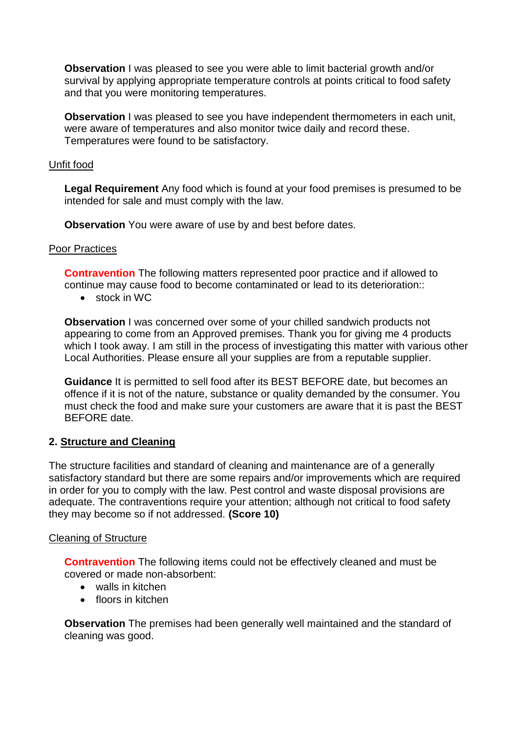**Observation** I was pleased to see you were able to limit bacterial growth and/or survival by applying appropriate temperature controls at points critical to food safety and that you were monitoring temperatures.

**Observation** I was pleased to see you have independent thermometers in each unit, were aware of temperatures and also monitor twice daily and record these. Temperatures were found to be satisfactory.

Unfit food

**Legal Requirement** Any food which is found at your food premises is presumed to be intended for sale and must comply with the law.

**Observation** You were aware of use by and best before dates.

Poor Practices

**Contravention** The following matters represented poor practice and if allowed to continue may cause food to become contaminated or lead to its deterioration::

- stock in WC

**Observation** I was concerned over some of your chilled sandwich products not appearing to come from an Approved premises. Thank you for giving me 4 products which I took away. I am still in the process of investigating this matter with various other Local Authorities. Please ensure all your supplies are from a reputable supplier.

**Guidance** It is permitted to sell food after its BEST BEFORE date, but becomes an offence if it is not of the nature, substance or quality demanded by the consumer. You must check the food and make sure your customers are aware that it is past the BEST BEFORE date.

## 2. Structure and Cleaning

The structure facilities and standard of cleaning and maintenance are of a generally satisfactory standard but there are some repairs and/or improvements which are required in order for you to comply with the law. Pest control and waste disposal provisions are adequate. The contraventions require your attention; although not critical to food safety they may become so if not addressed. **(Score 10)**

Cleaning of Structure

**Contravention** The following items could not be effectively cleaned and must be covered or made non-absorbent:

- walls in kitchen
- floors in kitchen

**Observation** The premises had been generally well maintained and the standard of cleaning was good.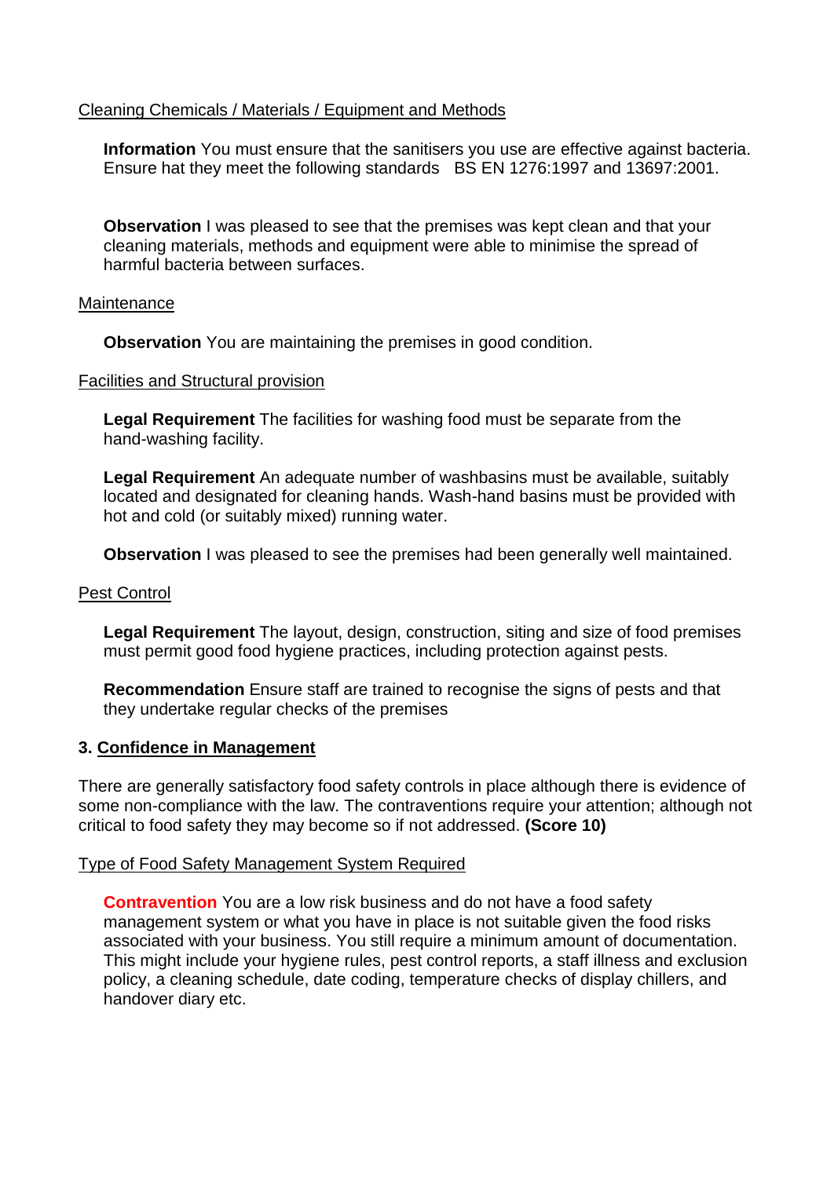Cleaning Chemicals / Materials / Equipment and Methods

**Information** You must ensure that the sanitisers you use are effective against bacteria. Ensure hat they meet the following standards BS EN 1276:1997 and 13697:2001.

**Observation** I was pleased to see that the premises was kept clean and that your cleaning materials, methods and equipment were able to minimise the spread of harmful bacteria between surfaces.

Maintenance

**Observation** You are maintaining the premises in good condition.

Facilities and Structural provision

**Legal Requirement** The facilities for washing food must be separate from the hand-washing facility.

**Legal Requirement** An adequate number of washbasins must be available, suitably located and designated for cleaning hands. Wash-hand basins must be provided with hot and cold (or suitably mixed) running water.

**Observation** I was pleased to see the premises had been generally well maintained.

Pest Control

**Legal Requirement** The layout, design, construction, siting and size of food premises must permit good food hygiene practices, including protection against pests.

**Recommendation** Ensure staff are trained to recognise the signs of pests and that they undertake regular checks of the premises

## 3. Confidence in Management

There are generally satisfactory food safety controls in place although there is evidence of some non-compliance with the law. The contraventions require your attention; although not critical to food safety they may become so if not addressed. **(Score 10)**

Type of Food Safety Management System Required

**Contravention** You are a low risk business and do not have a food safety management system or what you have in place is not suitable given the food risks associated with your business. You still require a minimum amount of documentation. This might include your hygiene rules, pest control reports, a staff illness and exclusion policy, a cleaning schedule, date coding, temperature checks of display chillers, and handover diary etc.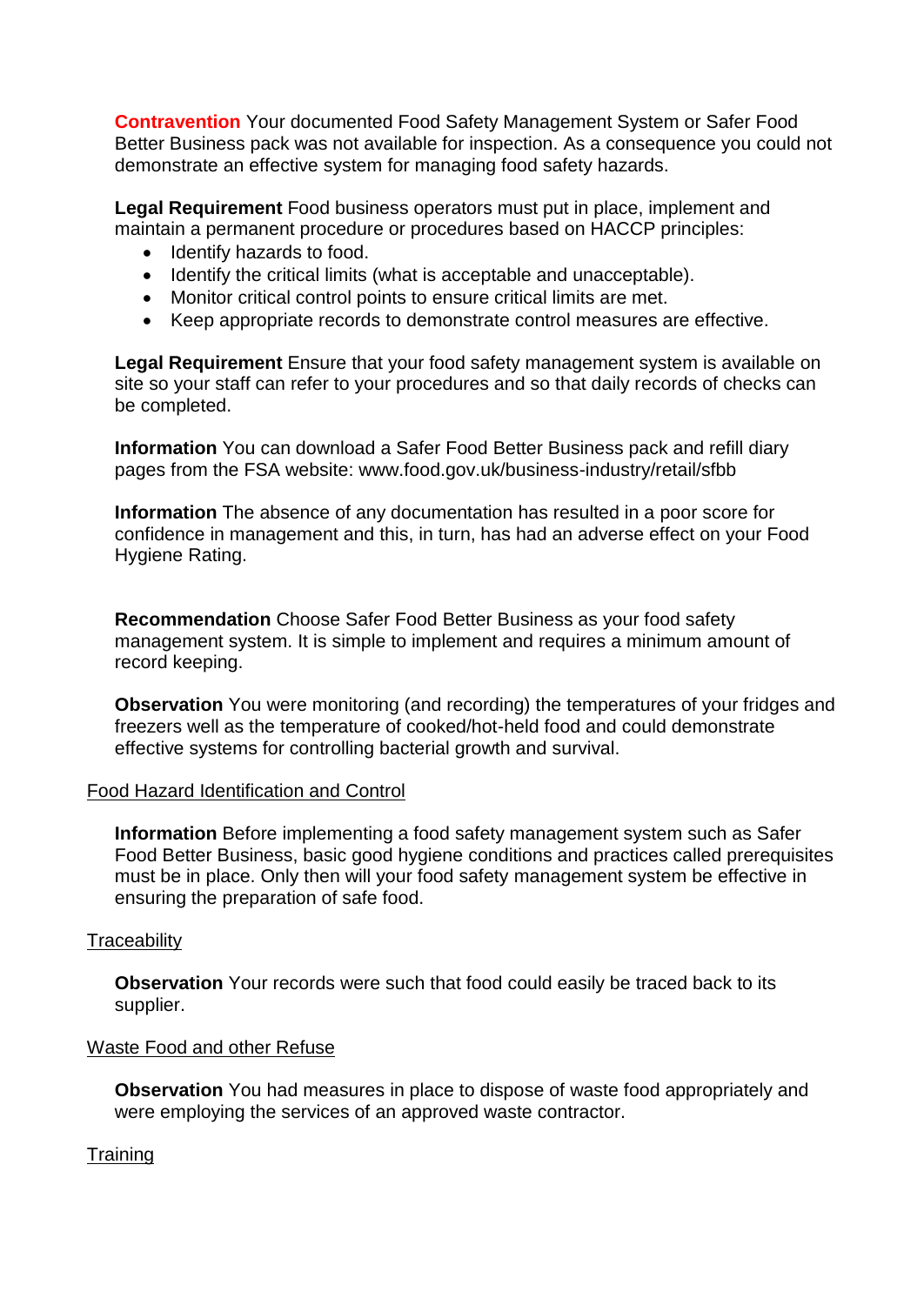**Contravention** Your documented Food Safety Management System or Safer Food Better Business pack was not available for inspection. As a consequence you could not demonstrate an effective system for managing food safety hazards.

**Legal Requirement** Food business operators must put in place, implement and maintain a permanent procedure or procedures based on HACCP principles:

- Identify hazards to food.
- Identify the critical limits (what is acceptable and unacceptable).
- Monitor critical control points to ensure critical limits are met.
- Keep appropriate records to demonstrate control measures are effective.

**Legal Requirement** Ensure that your food safety management system is available on site so your staff can refer to your procedures and so that daily records of checks can be completed.

**Information** You can download a Safer Food Better Business pack and refill diary pages from the FSA website: www.food.gov.uk/business-industry/retail/sfbb

**Information** The absence of any documentation has resulted in a poor score for confidence in management and this, in turn, has had an adverse effect on your Food Hygiene Rating.

**Recommendation** Choose Safer Food Better Business as your food safety management system. It is simple to implement and requires a minimum amount of record keeping.

**Observation** You were monitoring (and recording) the temperatures of your fridges and freezers well as the temperature of cooked/hot-held food and could demonstrate effective systems for controlling bacterial growth and survival.

<u>Food Hazard Identification and Control</u>

**Information** Before implementing a food safety management system such as Safer Food Better Business, basic good hygiene conditions and practices called prerequisites must be in place. Only then will your food safety management system be effective in ensuring the preparation of safe food.

<u>Traceability</u>

**Observation** Your records were such that food could easily be traced back to its supplier.

<u>Waste Food and other Refuse</u>

**Observation** You had measures in place to dispose of waste food appropriately and were employing the services of an approved waste contractor.

<u>Training</u>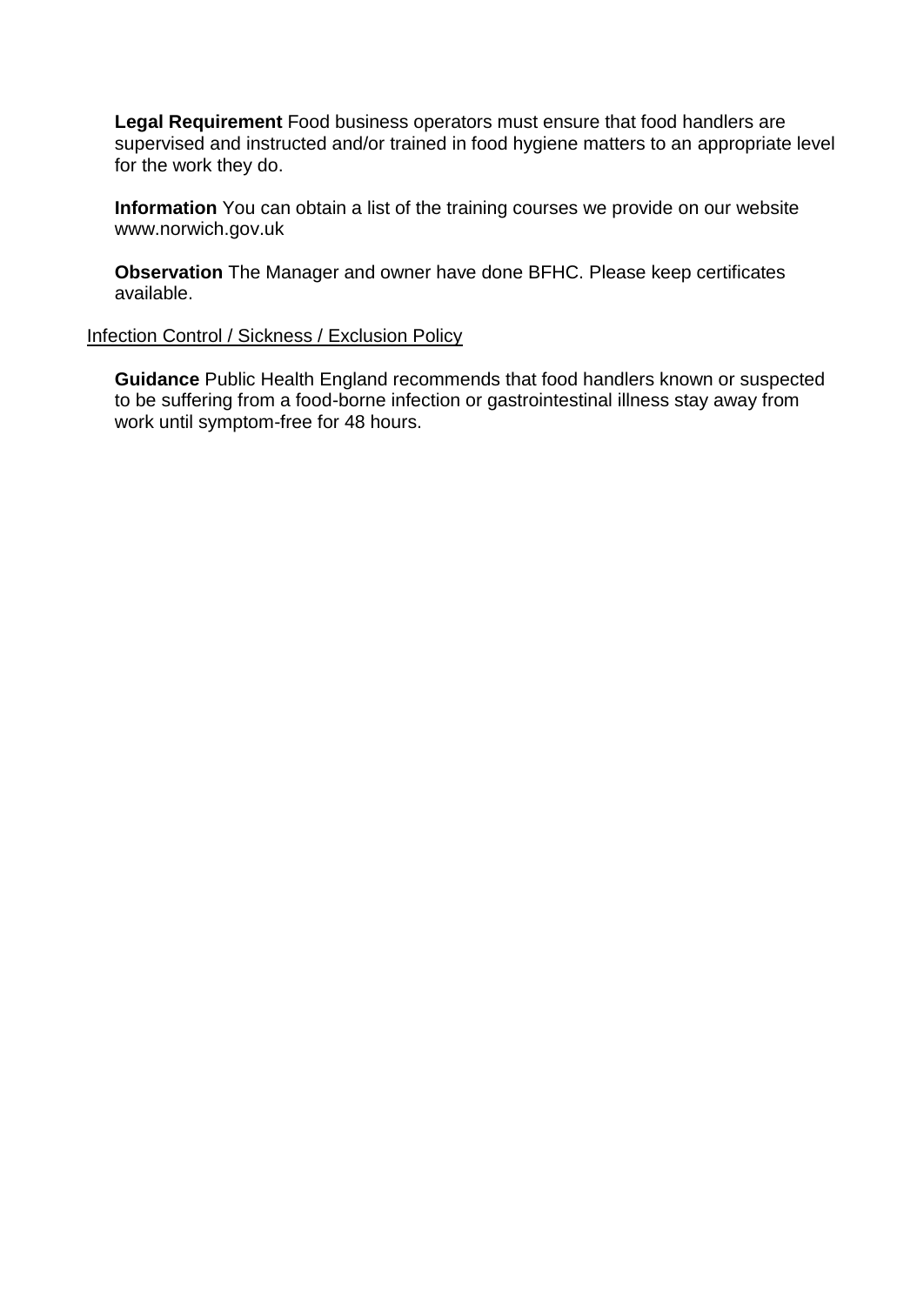**Legal Requirement** Food business operators must ensure that food handlers are supervised and instructed and/or trained in food hygiene matters to an appropriate level for the work they do.

**Information** You can obtain a list of the training courses we provide on our website www.norwich.gov.uk

**Observation** The Manager and owner have done BFHC. Please keep certificates available.

Infection Control / Sickness / Exclusion Policy

**Guidance** Public Health England recommends that food handlers known or suspected to be suffering from a food-borne infection or gastrointestinal illness stay away from work until symptom-free for 48 hours.